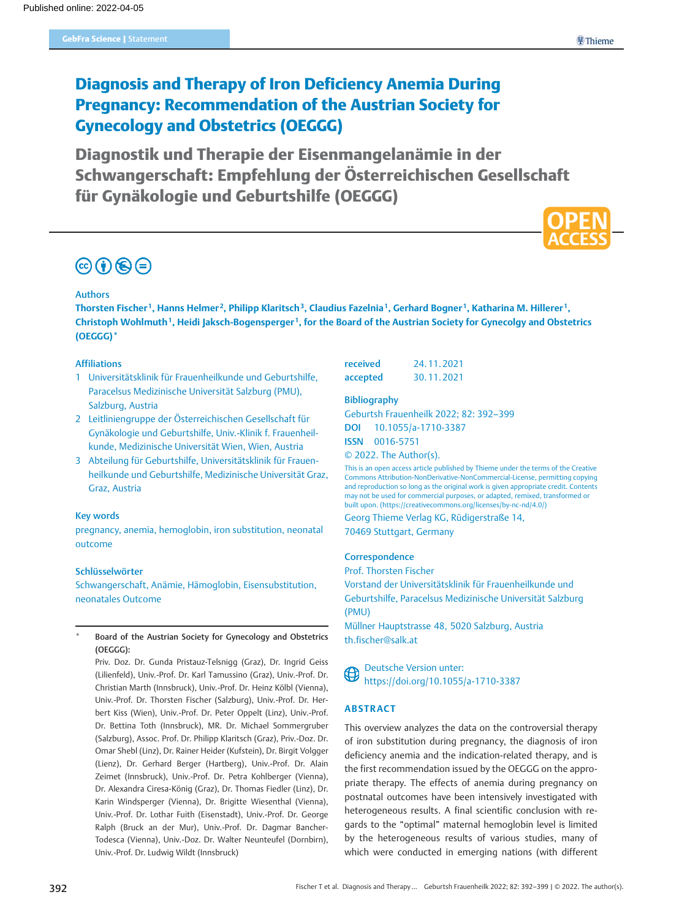Published online: 2022-04-05

GebFra Science | Statement

# Diagnosis and Therapy of Iron Deficiency Anemia During Pregnancy: Recommendation of the Austrian Society for Gynecology and Obstetrics (OEGGG)

## Diagnostik und Therapie der Eisenmangelanämie in der Schwangerschaft: Empfehlung der Österreichischen Gesellschaft für Gynäkologie und Geburtshilfe (OEGGG)

### Authors

**Thorsten Fischer[1], Hanns Helmer[2], Philipp Klaritsch[3], Claudius Fazelnia[1], Gerhard Bogner[1], Katharina M. Hillerer[1], Christoph Wohlmuth[1], Heidi Jaksch-Bogensperger[1], for the Board of the Austrian Society for Gynecolgy and Obstetrics (OEGGG)***

### Affiliations

1. Universitätsklinik für Frauenheilkunde und Geburtshilfe, Paracelsus Medizinische Universität Salzburg (PMU), Salzburg, Austria
2. Leitliniengruppe der Österreichischen Gesellschaft für Gynäkologie und Geburtshilfe, Univ.-Klinik f. Frauenheilkunde, Medizinische Universität Wien, Wien, Austria
3. Abteilung für Geburtshilfe, Universitätsklinik für Frauenheilkunde und Geburtshilfe, Medizinische Universität Graz, Graz, Austria

### Key words

pregnancy, anemia, hemoglobin, iron substitution, neonatal outcome

### Schlüsselwörter

Schwangerschaft, Anämie, Hämoglobin, Eisensubstitution, neonatales Outcome

* **Board of the Austrian Society for Gynecology and Obstetrics (OEGGG):**
Priv. Doz. Dr. Gunda Pristauz-Telsnigg (Graz), Dr. Ingrid Geiss (Lilienfeld), Univ.-Prof. Dr. Karl Tamussino (Graz), Univ.-Prof. Dr. Christian Marth (Innsbruck), Univ.-Prof. Dr. Heinz Kölbl (Vienna), Univ.-Prof. Dr. Thorsten Fischer (Salzburg), Univ.-Prof. Dr. Herbert Kiss (Wien), Univ.-Prof. Dr. Peter Oppelt (Linz), Univ.-Prof. Dr. Bettina Toth (Innsbruck), MR. Dr. Michael Sommergruber (Salzburg), Assoc. Prof. Dr. Philipp Klaritsch (Graz), Priv.-Doz. Dr. Omar Shebl (Linz), Dr. Rainer Heider (Kufstein), Dr. Birgit Volgger (Lienz), Dr. Gerhard Berger (Hartberg), Univ.-Prof. Dr. Alain Zeimet (Innsbruck), Univ.-Prof. Dr. Petra Kohlberger (Vienna), Dr. Alexandra Ciresa-König (Graz), Dr. Thomas Fiedler (Linz), Dr. Karin Windsperger (Vienna), Dr. Brigitte Wiesenthal (Vienna), Univ.-Prof. Dr. Lothar Fuith (Eisenstadt), Univ.-Prof. Dr. George Ralph (Bruck an der Mur), Univ.-Prof. Dr. Dagmar Bancher-Todesca (Vienna), Univ.-Doz. Dr. Walter Neunteufel (Dornbirn), Univ.-Prof. Dr. Ludwig Wildt (Innsbruck)

**received** 24.11.2021
**accepted** 30.11.2021

### Bibliography

Geburtsh Frauenheilk 2022; 82: 392–399
**DOI** 10.1055/a-1710-3387
**ISSN** 0016-5751
© 2022. The Author(s).

This is an open access article published by Thieme under the terms of the Creative Commons Attribution-NonDerivative-NonCommercial-License, permitting copying and reproduction so long as the original work is given appropriate credit. Contents may not be used for commercial purposes, or adapted, remixed, transformed or built upon. (https://creativecommons.org/licenses/by-nc-nd/4.0/)

Georg Thieme Verlag KG, Rüdigerstraße 14, 70469 Stuttgart, Germany

### Correspondence

Prof. Thorsten Fischer
Vorstand der Universitätsklinik für Frauenheilkunde und Geburtshilfe, Paracelsus Medizinische Universität Salzburg (PMU)
Müllner Hauptstrasse 48, 5020 Salzburg, Austria
th.fischer@salk.at

Deutsche Version unter:
https://doi.org/10.1055/a-1710-3387

### ABSTRACT

This overview analyzes the data on the controversial therapy of iron substitution during pregnancy, the diagnosis of iron deficiency anemia and the indication-related therapy, and is the first recommendation issued by the OEGGG on the appropriate therapy. The effects of anemia during pregnancy on postnatal outcomes have been intensively investigated with heterogeneous results. A final scientific conclusion with regards to the "optimal" maternal hemoglobin level is limited by the heterogeneous results of various studies, many of which were conducted in emerging nations (with different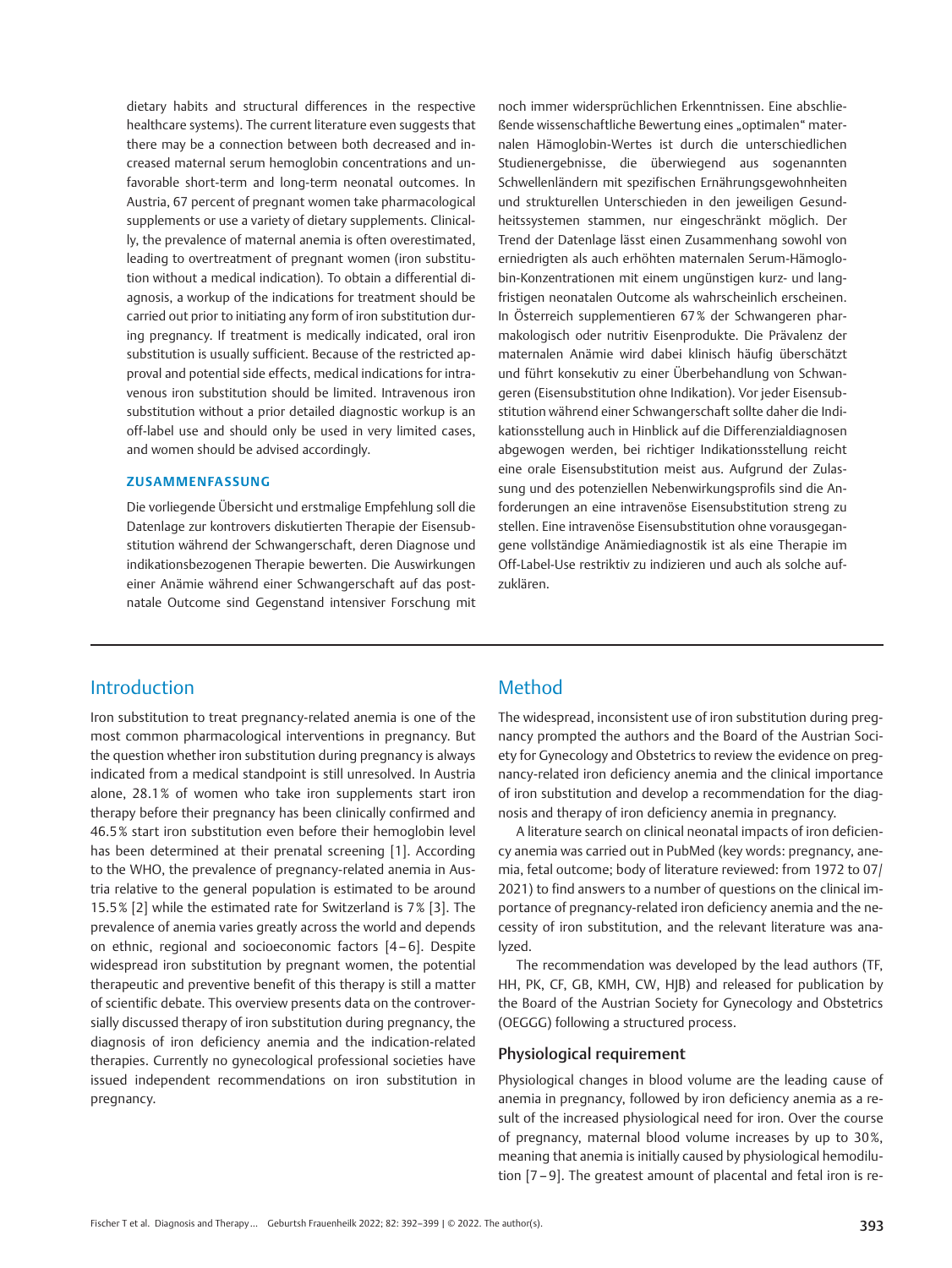dietary habits and structural differences in the respective healthcare systems). The current literature even suggests that there may be a connection between both decreased and increased maternal serum hemoglobin concentrations and unfavorable short-term and long-term neonatal outcomes. In Austria, 67 percent of pregnant women take pharmacological supplements or use a variety of dietary supplements. Clinically, the prevalence of maternal anemia is often overestimated, leading to overtreatment of pregnant women (iron substitution without a medical indication). To obtain a differential diagnosis, a workup of the indications for treatment should be carried out prior to initiating any form of iron substitution during pregnancy. If treatment is medically indicated, oral iron substitution is usually sufficient. Because of the restricted approval and potential side effects, medical indications for intravenous iron substitution should be limited. Intravenous iron substitution without a prior detailed diagnostic workup is an off-label use and should only be used in very limited cases, and women should be advised accordingly.

### ZUSAMMENFASSUNG

Die vorliegende Übersicht und erstmalige Empfehlung soll die Datenlage zur kontrovers diskutierten Therapie der Eisensubstitution während der Schwangerschaft, deren Diagnose und indikationsbezogenen Therapie bewerten. Die Auswirkungen einer Anämie während einer Schwangerschaft auf das postnatale Outcome sind Gegenstand intensiver Forschung mit noch immer widersprüchlichen Erkenntnissen. Eine abschließende wissenschaftliche Bewertung eines „optimalen" maternalen Hämoglobin-Wertes ist durch die unterschiedlichen Studienergebnisse, die überwiegend aus sogenannten Schwellenländern mit spezifischen Ernährungsgewohnheiten und strukturellen Unterschieden in den jeweiligen Gesundheitssystemen stammen, nur eingeschränkt möglich. Der Trend der Datenlage lässt einen Zusammenhang sowohl von erniedrigten als auch erhöhten maternalen Serum-Hämoglobin-Konzentrationen mit einem ungünstigen kurz- und langfristigen neonatalen Outcome als wahrscheinlich erscheinen. In Österreich supplementieren 67 % der Schwangeren pharmakologisch oder nutritiv Eisenprodukte. Die Prävalenz der maternalen Anämie wird dabei klinisch häufig überschätzt und führt konsekutiv zu einer Überbehandlung von Schwangeren (Eisensubstitution ohne Indikation). Vor jeder Eisensubstitution während einer Schwangerschaft sollte daher die Indikationsstellung auch in Hinblick auf die Differenzialdiagnosen abgewogen werden, bei richtiger Indikationsstellung reicht eine orale Eisensubstitution meist aus. Aufgrund der Zulassung und des potenziellen Nebenwirkungsprofils sind die Anforderungen an eine intravenöse Eisensubstitution streng zu stellen. Eine intravenöse Eisensubstitution ohne vorausgegangene vollständige Anämiediagnostik ist als eine Therapie im Off-Label-Use restriktiv zu indizieren und auch als solche aufzuklären.

## Introduction

Iron substitution to treat pregnancy-related anemia is one of the most common pharmacological interventions in pregnancy. But the question whether iron substitution during pregnancy is always indicated from a medical standpoint is still unresolved. In Austria alone, 28.1% of women who take iron supplements start iron therapy before their pregnancy has been clinically confirmed and 46.5% start iron substitution even before their hemoglobin level has been determined at their prenatal screening [1]. According to the WHO, the prevalence of pregnancy-related anemia in Austria relative to the general population is estimated to be around 15.5% [2] while the estimated rate for Switzerland is 7% [3]. The prevalence of anemia varies greatly across the world and depends on ethnic, regional and socioeconomic factors [4–6]. Despite widespread iron substitution by pregnant women, the potential therapeutic and preventive benefit of this therapy is still a matter of scientific debate. This overview presents data on the controversially discussed therapy of iron substitution during pregnancy, the diagnosis of iron deficiency anemia and the indication-related therapies. Currently no gynecological professional societies have issued independent recommendations on iron substitution in pregnancy.

## Method

The widespread, inconsistent use of iron substitution during pregnancy prompted the authors and the Board of the Austrian Society for Gynecology and Obstetrics to review the evidence on pregnancy-related iron deficiency anemia and the clinical importance of iron substitution and develop a recommendation for the diagnosis and therapy of iron deficiency anemia in pregnancy.

A literature search on clinical neonatal impacts of iron deficiency anemia was carried out in PubMed (key words: pregnancy, anemia, fetal outcome; body of literature reviewed: from 1972 to 07/2021) to find answers to a number of questions on the clinical importance of pregnancy-related iron deficiency anemia and the necessity of iron substitution, and the relevant literature was analyzed.

The recommendation was developed by the lead authors (TF, HH, PK, CF, GB, KMH, CW, HJB) and released for publication by the Board of the Austrian Society for Gynecology and Obstetrics (OEGGG) following a structured process.

### Physiological requirement

Physiological changes in blood volume are the leading cause of anemia in pregnancy, followed by iron deficiency anemia as a result of the increased physiological need for iron. Over the course of pregnancy, maternal blood volume increases by up to 30%, meaning that anemia is initially caused by physiological hemodilution [7–9]. The greatest amount of placental and fetal iron is re-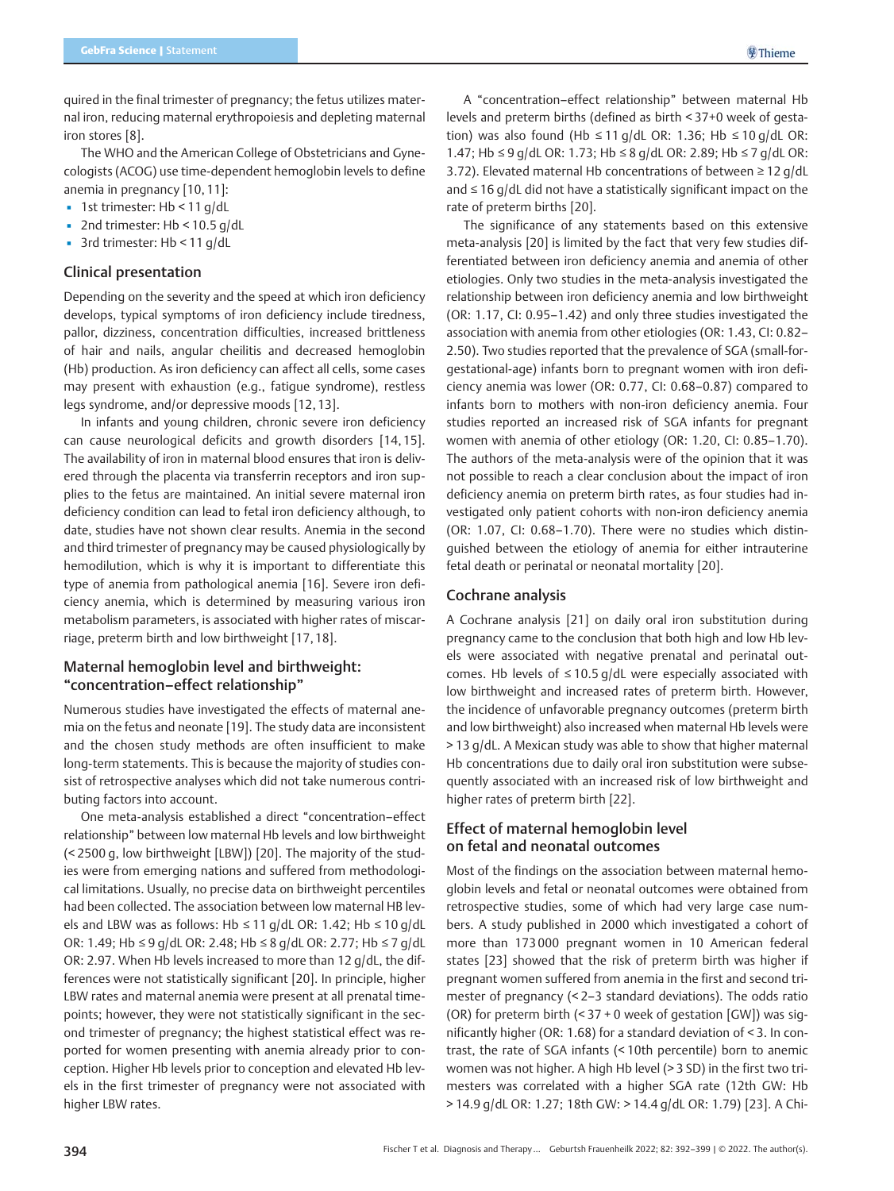quired in the final trimester of pregnancy; the fetus utilizes maternal iron, reducing maternal erythropoiesis and depleting maternal iron stores [8].

The WHO and the American College of Obstetricians and Gynecologists (ACOG) use time-dependent hemoglobin levels to define anemia in pregnancy [10, 11]:

- 1st trimester: Hb < 11 g/dL
- 2nd trimester: Hb < 10.5 g/dL
- 3rd trimester: Hb < 11 g/dL

## Clinical presentation

Depending on the severity and the speed at which iron deficiency develops, typical symptoms of iron deficiency include tiredness, pallor, dizziness, concentration difficulties, increased brittleness of hair and nails, angular cheilitis and decreased hemoglobin (Hb) production. As iron deficiency can affect all cells, some cases may present with exhaustion (e.g., fatigue syndrome), restless legs syndrome, and/or depressive moods [12, 13].

In infants and young children, chronic severe iron deficiency can cause neurological deficits and growth disorders [14, 15]. The availability of iron in maternal blood ensures that iron is delivered through the placenta via transferrin receptors and iron supplies to the fetus are maintained. An initial severe maternal iron deficiency condition can lead to fetal iron deficiency although, to date, studies have not shown clear results. Anemia in the second and third trimester of pregnancy may be caused physiologically by hemodilution, which is why it is important to differentiate this type of anemia from pathological anemia [16]. Severe iron deficiency anemia, which is determined by measuring various iron metabolism parameters, is associated with higher rates of miscarriage, preterm birth and low birthweight [17, 18].

## Maternal hemoglobin level and birthweight: "concentration–effect relationship"

Numerous studies have investigated the effects of maternal anemia on the fetus and neonate [19]. The study data are inconsistent and the chosen study methods are often insufficient to make long-term statements. This is because the majority of studies consist of retrospective analyses which did not take numerous contributing factors into account.

One meta-analysis established a direct "concentration–effect relationship" between low maternal Hb levels and low birthweight (< 2500 g, low birthweight [LBW]) [20]. The majority of the studies were from emerging nations and suffered from methodological limitations. Usually, no precise data on birthweight percentiles had been collected. The association between low maternal HB levels and LBW was as follows: Hb ≤ 11 g/dL OR: 1.42; Hb ≤ 10 g/dL OR: 1.49; Hb ≤ 9 g/dL OR: 2.48; Hb ≤ 8 g/dL OR: 2.77; Hb ≤ 7 g/dL OR: 2.97. When Hb levels increased to more than 12 g/dL, the differences were not statistically significant [20]. In principle, higher LBW rates and maternal anemia were present at all prenatal timepoints; however, they were not statistically significant in the second trimester of pregnancy; the highest statistical effect was reported for women presenting with anemia already prior to conception. Higher Hb levels prior to conception and elevated Hb levels in the first trimester of pregnancy were not associated with higher LBW rates.

A "concentration–effect relationship" between maternal Hb levels and preterm births (defined as birth < 37+0 week of gestation) was also found (Hb ≤ 11 g/dL OR: 1.36; Hb ≤ 10 g/dL OR: 1.47; Hb ≤ 9 g/dL OR: 1.73; Hb ≤ 8 g/dL OR: 2.89; Hb ≤ 7 g/dL OR: 3.72). Elevated maternal Hb concentrations of between ≥ 12 g/dL and ≤ 16 g/dL did not have a statistically significant impact on the rate of preterm births [20].

The significance of any statements based on this extensive meta-analysis [20] is limited by the fact that very few studies differentiated between iron deficiency anemia and anemia of other etiologies. Only two studies in the meta-analysis investigated the relationship between iron deficiency anemia and low birthweight (OR: 1.17, CI: 0.95–1.42) and only three studies investigated the association with anemia from other etiologies (OR: 1.43, CI: 0.82–2.50). Two studies reported that the prevalence of SGA (small-for-gestational-age) infants born to pregnant women with iron deficiency anemia was lower (OR: 0.77, CI: 0.68–0.87) compared to infants born to mothers with non-iron deficiency anemia. Four studies reported an increased risk of SGA infants for pregnant women with anemia of other etiology (OR: 1.20, CI: 0.85–1.70). The authors of the meta-analysis were of the opinion that it was not possible to reach a clear conclusion about the impact of iron deficiency anemia on preterm birth rates, as four studies had investigated only patient cohorts with non-iron deficiency anemia (OR: 1.07, CI: 0.68–1.70). There were no studies which distinguished between the etiology of anemia for either intrauterine fetal death or perinatal or neonatal mortality [20].

## Cochrane analysis

A Cochrane analysis [21] on daily oral iron substitution during pregnancy came to the conclusion that both high and low Hb levels were associated with negative prenatal and perinatal outcomes. Hb levels of ≤ 10.5 g/dL were especially associated with low birthweight and increased rates of preterm birth. However, the incidence of unfavorable pregnancy outcomes (preterm birth and low birthweight) also increased when maternal Hb levels were > 13 g/dL. A Mexican study was able to show that higher maternal Hb concentrations due to daily oral iron substitution were subsequently associated with an increased risk of low birthweight and higher rates of preterm birth [22].

## Effect of maternal hemoglobin level on fetal and neonatal outcomes

Most of the findings on the association between maternal hemoglobin levels and fetal or neonatal outcomes were obtained from retrospective studies, some of which had very large case numbers. A study published in 2000 which investigated a cohort of more than 173 000 pregnant women in 10 American federal states [23] showed that the risk of preterm birth was higher if pregnant women suffered from anemia in the first and second trimester of pregnancy (< 2–3 standard deviations). The odds ratio (OR) for preterm birth (< 37 + 0 week of gestation [GW]) was significantly higher (OR: 1.68) for a standard deviation of < 3. In contrast, the rate of SGA infants (< 10th percentile) born to anemic women was not higher. A high Hb level (> 3 SD) in the first two trimesters was correlated with a higher SGA rate (12th GW: Hb > 14.9 g/dL OR: 1.27; 18th GW: > 14.4 g/dL OR: 1.79) [23]. A Chi-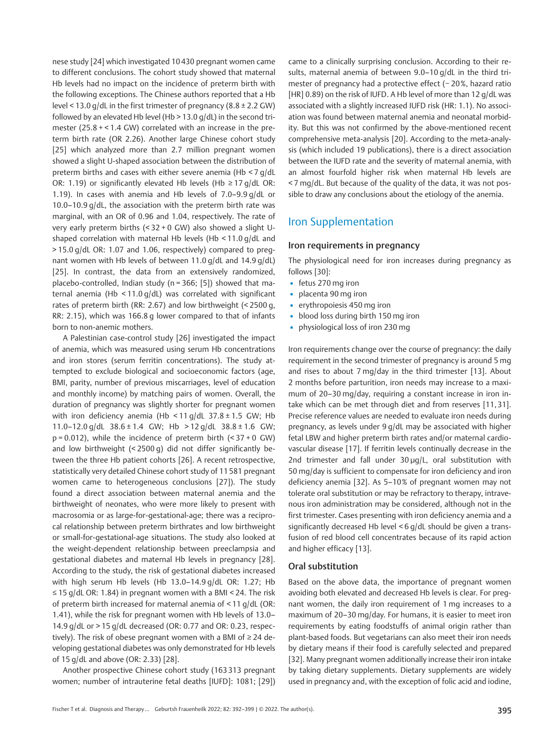nese study [24] which investigated 10 430 pregnant women came to different conclusions. The cohort study showed that maternal Hb levels had no impact on the incidence of preterm birth with the following exceptions. The Chinese authors reported that a Hb level < 13.0 g/dL in the first trimester of pregnancy (8.8 ± 2.2 GW) followed by an elevated Hb level (Hb > 13.0 g/dL) in the second trimester (25.8 + < 1.4 GW) correlated with an increase in the preterm birth rate (OR 2.26). Another large Chinese cohort study [25] which analyzed more than 2.7 million pregnant women showed a slight U-shaped association between the distribution of preterm births and cases with either severe anemia (Hb < 7 g/dL OR: 1.19) or significantly elevated Hb levels (Hb ≥ 17 g/dL OR: 1.19). In cases with anemia and Hb levels of 7.0–9.9 g/dL or 10.0–10.9 g/dL, the association with the preterm birth rate was marginal, with an OR of 0.96 and 1.04, respectively. The rate of very early preterm births (< 32 + 0 GW) also showed a slight U-shaped correlation with maternal Hb levels (Hb < 11.0 g/dL and > 15.0 g/dL OR: 1.07 and 1.06, respectively) compared to pregnant women with Hb levels of between 11.0 g/dL and 14.9 g/dL) [25]. In contrast, the data from an extensively randomized, placebo-controlled, Indian study (n = 366; [5]) showed that maternal anemia (Hb < 11.0 g/dL) was correlated with significant rates of preterm birth (RR: 2.67) and low birthweight (< 2500 g, RR: 2.15), which was 166.8 g lower compared to that of infants born to non-anemic mothers.

A Palestinian case-control study [26] investigated the impact of anemia, which was measured using serum Hb concentrations and iron stores (serum ferritin concentrations). The study attempted to exclude biological and socioeconomic factors (age, BMI, parity, number of previous miscarriages, level of education and monthly income) by matching pairs of women. Overall, the duration of pregnancy was slightly shorter for pregnant women with iron deficiency anemia (Hb < 11 g/dL 37.8 ± 1.5 GW; Hb 11.0–12.0 g/dL 38.6 ± 1.4 GW; Hb > 12 g/dL 38.8 ± 1.6 GW; p = 0.012), while the incidence of preterm birth (< 37 + 0 GW) and low birthweight (< 2500 g) did not differ significantly between the three Hb patient cohorts [26]. A recent retrospective, statistically very detailed Chinese cohort study of 11 581 pregnant women came to heterogeneous conclusions [27]). The study found a direct association between maternal anemia and the birthweight of neonates, who were more likely to present with macrosomia or as large-for-gestational-age; there was a reciprocal relationship between preterm birthrates and low birthweight or small-for-gestational-age situations. The study also looked at the weight-dependent relationship between preeclampsia and gestational diabetes and maternal Hb levels in pregnancy [28]. According to the study, the risk of gestational diabetes increased with high serum Hb levels (Hb 13.0–14.9 g/dL OR: 1.27; Hb ≤ 15 g/dL OR: 1.84) in pregnant women with a BMI < 24. The risk of preterm birth increased for maternal anemia of < 11 g/dL (OR: 1.41), while the risk for pregnant women with Hb levels of 13.0–14.9 g/dL or > 15 g/dL decreased (OR: 0.77 and OR: 0.23, respectively). The risk of obese pregnant women with a BMI of ≥ 24 developing gestational diabetes was only demonstrated for Hb levels of 15 g/dL and above (OR: 2.33) [28].

Another prospective Chinese cohort study (163 313 pregnant women; number of intrauterine fetal deaths [IUFD]: 1081; [29]) came to a clinically surprising conclusion. According to their results, maternal anemia of between 9.0–10 g/dL in the third trimester of pregnancy had a protective effect (− 20%, hazard ratio [HR] 0.89) on the risk of IUFD. A Hb level of more than 12 g/dL was associated with a slightly increased IUFD risk (HR: 1.1). No association was found between maternal anemia and neonatal morbidity. But this was not confirmed by the above-mentioned recent comprehensive meta-analysis [20]. According to the meta-analysis (which included 19 publications), there is a direct association between the IUFD rate and the severity of maternal anemia, with an almost fourfold higher risk when maternal Hb levels are < 7 mg/dL. But because of the quality of the data, it was not possible to draw any conclusions about the etiology of the anemia.

## Iron Supplementation

### Iron requirements in pregnancy

The physiological need for iron increases during pregnancy as follows [30]:

- fetus 270 mg iron
- placenta 90 mg iron
- erythropoiesis 450 mg iron
- blood loss during birth 150 mg iron
- physiological loss of iron 230 mg

Iron requirements change over the course of pregnancy: the daily requirement in the second trimester of pregnancy is around 5 mg and rises to about 7 mg/day in the third trimester [13]. About 2 months before parturition, iron needs may increase to a maximum of 20–30 mg/day, requiring a constant increase in iron intake which can be met through diet and from reserves [11, 31]. Precise reference values are needed to evaluate iron needs during pregnancy, as levels under 9 g/dL may be associated with higher fetal LBW and higher preterm birth rates and/or maternal cardiovascular disease [17]. If ferritin levels continually decrease in the 2nd trimester and fall under 30 µg/L, oral substitution with 50 mg/day is sufficient to compensate for iron deficiency and iron deficiency anemia [32]. As 5–10% of pregnant women may not tolerate oral substitution or may be refractory to therapy, intravenous iron administration may be considered, although not in the first trimester. Cases presenting with iron deficiency anemia and a significantly decreased Hb level < 6 g/dL should be given a transfusion of red blood cell concentrates because of its rapid action and higher efficacy [13].

### Oral substitution

Based on the above data, the importance of pregnant women avoiding both elevated and decreased Hb levels is clear. For pregnant women, the daily iron requirement of 1 mg increases to a maximum of 20–30 mg/day. For humans, it is easier to meet iron requirements by eating foodstuffs of animal origin rather than plant-based foods. But vegetarians can also meet their iron needs by dietary means if their food is carefully selected and prepared [32]. Many pregnant women additionally increase their iron intake by taking dietary supplements. Dietary supplements are widely used in pregnancy and, with the exception of folic acid and iodine,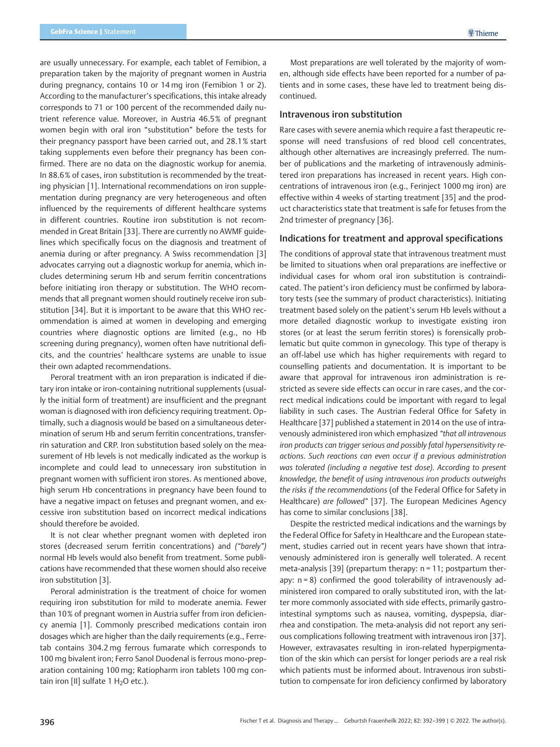are usually unnecessary. For example, each tablet of Femibion, a preparation taken by the majority of pregnant women in Austria during pregnancy, contains 10 or 14 mg iron (Femibion 1 or 2). According to the manufacturer's specifications, this intake already corresponds to 71 or 100 percent of the recommended daily nutrient reference value. Moreover, in Austria 46.5% of pregnant women begin with oral iron "substitution" before the tests for their pregnancy passport have been carried out, and 28.1% start taking supplements even before their pregnancy has been confirmed. There are no data on the diagnostic workup for anemia. In 88.6% of cases, iron substitution is recommended by the treating physician [1]. International recommendations on iron supplementation during pregnancy are very heterogeneous and often influenced by the requirements of different healthcare systems in different countries. Routine iron substitution is not recommended in Great Britain [33]. There are currently no AWMF guidelines which specifically focus on the diagnosis and treatment of anemia during or after pregnancy. A Swiss recommendation [3] advocates carrying out a diagnostic workup for anemia, which includes determining serum Hb and serum ferritin concentrations before initiating iron therapy or substitution. The WHO recommends that all pregnant women should routinely receive iron substitution [34]. But it is important to be aware that this WHO recommendation is aimed at women in developing and emerging countries where diagnostic options are limited (e.g., no Hb screening during pregnancy), women often have nutritional deficits, and the countries' healthcare systems are unable to issue their own adapted recommendations.

Peroral treatment with an iron preparation is indicated if dietary iron intake or iron-containing nutritional supplements (usually the initial form of treatment) are insufficient and the pregnant woman is diagnosed with iron deficiency requiring treatment. Optimally, such a diagnosis would be based on a simultaneous determination of serum Hb and serum ferritin concentrations, transferrin saturation and CRP. Iron substitution based solely on the measurement of Hb levels is not medically indicated as the workup is incomplete and could lead to unnecessary iron substitution in pregnant women with sufficient iron stores. As mentioned above, high serum Hb concentrations in pregnancy have been found to have a negative impact on fetuses and pregnant women, and excessive iron substitution based on incorrect medical indications should therefore be avoided.

It is not clear whether pregnant women with depleted iron stores (decreased serum ferritin concentrations) and *("barely")* normal Hb levels would also benefit from treatment. Some publications have recommended that these women should also receive iron substitution [3].

Peroral administration is the treatment of choice for women requiring iron substitution for mild to moderate anemia. Fewer than 10% of pregnant women in Austria suffer from iron deficiency anemia [1]. Commonly prescribed medications contain iron dosages which are higher than the daily requirements (e.g., Ferretab contains 304.2 mg ferrous fumarate which corresponds to 100 mg bivalent iron; Ferro Sanol Duodenal is ferrous mono-preparation containing 100 mg; Ratiopharm iron tablets 100 mg contain iron [II] sulfate 1 $H_2O$ etc.).

Most preparations are well tolerated by the majority of women, although side effects have been reported for a number of patients and in some cases, these have led to treatment being discontinued.

## Intravenous iron substitution

Rare cases with severe anemia which require a fast therapeutic response will need transfusions of red blood cell concentrates, although other alternatives are increasingly preferred. The number of publications and the marketing of intravenously administered iron preparations has increased in recent years. High concentrations of intravenous iron (e.g., Ferinject 1000 mg iron) are effective within 4 weeks of starting treatment [35] and the product characteristics state that treatment is safe for fetuses from the 2nd trimester of pregnancy [36].

## Indications for treatment and approval specifications

The conditions of approval state that intravenous treatment must be limited to situations when oral preparations are ineffective or individual cases for whom oral iron substitution is contraindicated. The patient's iron deficiency must be confirmed by laboratory tests (see the summary of product characteristics). Initiating treatment based solely on the patient's serum Hb levels without a more detailed diagnostic workup to investigate existing iron stores (or at least the serum ferritin stores) is forensically problematic but quite common in gynecology. This type of therapy is an off-label use which has higher requirements with regard to counselling patients and documentation. It is important to be aware that approval for intravenous iron administration is restricted as severe side effects can occur in rare cases, and the correct medical indications could be important with regard to legal liability in such cases. The Austrian Federal Office for Safety in Healthcare [37] published a statement in 2014 on the use of intravenously administered iron which emphasized *"that all intravenous iron products can trigger serious and possibly fatal hypersensitivity reactions. Such reactions can even occur if a previous administration was tolerated (including a negative test dose). According to present knowledge, the benefit of using intravenous iron products outweighs the risks if the recommendations* (of the Federal Office for Safety in Healthcare) *are followed"* [37]. The European Medicines Agency has come to similar conclusions [38].

Despite the restricted medical indications and the warnings by the Federal Office for Safety in Healthcare and the European statement, studies carried out in recent years have shown that intravenously administered iron is generally well tolerated. A recent meta-analysis [39] (prepartum therapy: n = 11; postpartum therapy: n = 8) confirmed the good tolerability of intravenously administered iron compared to orally substituted iron, with the latter more commonly associated with side effects, primarily gastrointestinal symptoms such as nausea, vomiting, dyspepsia, diarrhea and constipation. The meta-analysis did not report any serious complications following treatment with intravenous iron [37]. However, extravasates resulting in iron-related hyperpigmentation of the skin which can persist for longer periods are a real risk which patients must be informed about. Intravenous iron substitution to compensate for iron deficiency confirmed by laboratory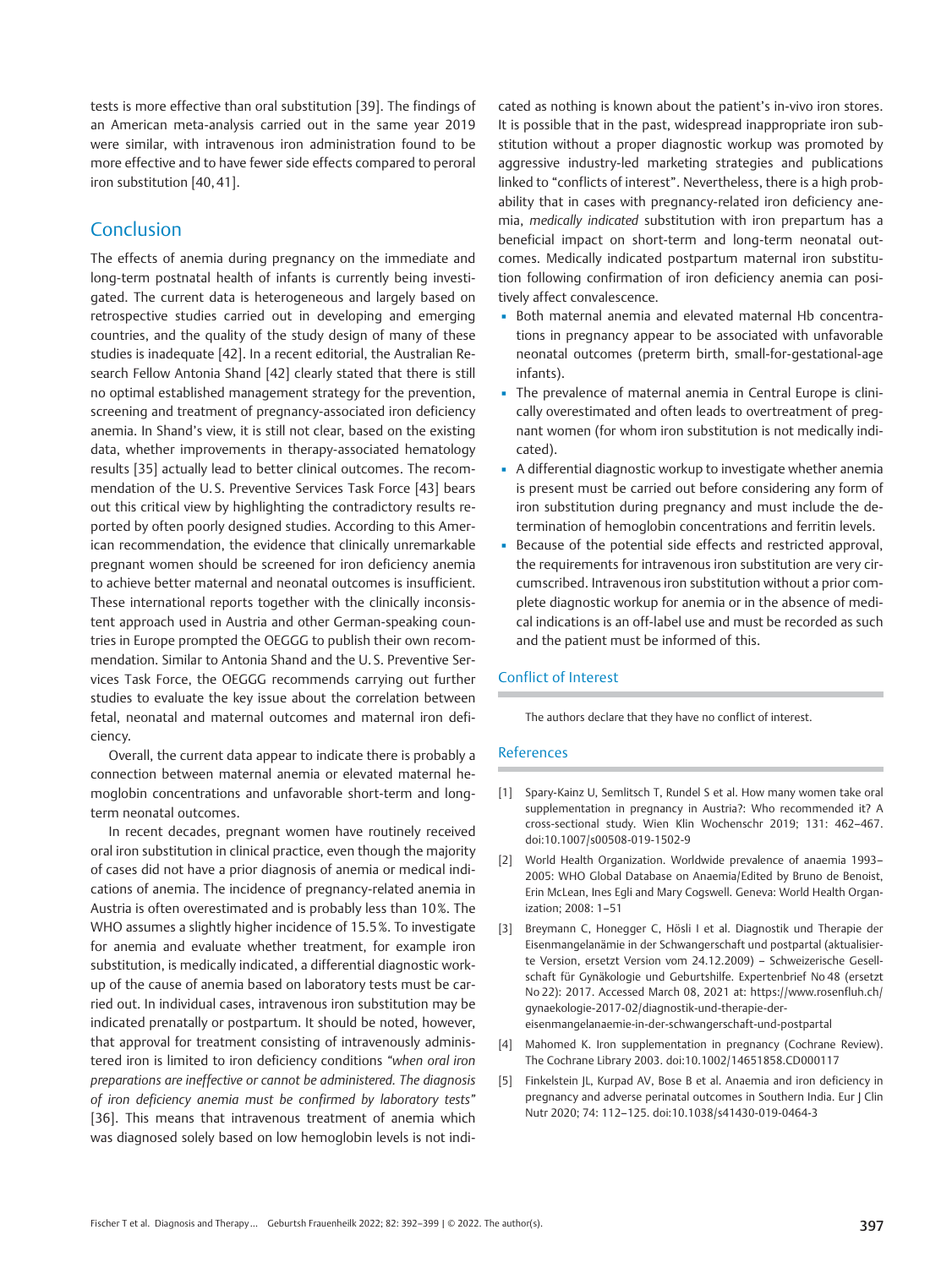tests is more effective than oral substitution [39]. The findings of an American meta-analysis carried out in the same year 2019 were similar, with intravenous iron administration found to be more effective and to have fewer side effects compared to peroral iron substitution [40, 41].

## Conclusion

The effects of anemia during pregnancy on the immediate and long-term postnatal health of infants is currently being investigated. The current data is heterogeneous and largely based on retrospective studies carried out in developing and emerging countries, and the quality of the study design of many of these studies is inadequate [42]. In a recent editorial, the Australian Research Fellow Antonia Shand [42] clearly stated that there is still no optimal established management strategy for the prevention, screening and treatment of pregnancy-associated iron deficiency anemia. In Shand's view, it is still not clear, based on the existing data, whether improvements in therapy-associated hematology results [35] actually lead to better clinical outcomes. The recommendation of the U.S. Preventive Services Task Force [43] bears out this critical view by highlighting the contradictory results reported by often poorly designed studies. According to this American recommendation, the evidence that clinically unremarkable pregnant women should be screened for iron deficiency anemia to achieve better maternal and neonatal outcomes is insufficient. These international reports together with the clinically inconsistent approach used in Austria and other German-speaking countries in Europe prompted the OEGGG to publish their own recommendation. Similar to Antonia Shand and the U.S. Preventive Services Task Force, the OEGGG recommends carrying out further studies to evaluate the key issue about the correlation between fetal, neonatal and maternal outcomes and maternal iron deficiency.

Overall, the current data appear to indicate there is probably a connection between maternal anemia or elevated maternal hemoglobin concentrations and unfavorable short-term and long-term neonatal outcomes.

In recent decades, pregnant women have routinely received oral iron substitution in clinical practice, even though the majority of cases did not have a prior diagnosis of anemia or medical indications of anemia. The incidence of pregnancy-related anemia in Austria is often overestimated and is probably less than 10%. The WHO assumes a slightly higher incidence of 15.5%. To investigate for anemia and evaluate whether treatment, for example iron substitution, is medically indicated, a differential diagnostic workup of the cause of anemia based on laboratory tests must be carried out. In individual cases, intravenous iron substitution may be indicated prenatally or postpartum. It should be noted, however, that approval for treatment consisting of intravenously administered iron is limited to iron deficiency conditions *"when oral iron preparations are ineffective or cannot be administered. The diagnosis of iron deficiency anemia must be confirmed by laboratory tests"* [36]. This means that intravenous treatment of anemia which was diagnosed solely based on low hemoglobin levels is not indicated as nothing is known about the patient's in-vivo iron stores. It is possible that in the past, widespread inappropriate iron substitution without a proper diagnostic workup was promoted by aggressive industry-led marketing strategies and publications linked to "conflicts of interest". Nevertheless, there is a high probability that in cases with pregnancy-related iron deficiency anemia, *medically indicated* substitution with iron prepartum has a beneficial impact on short-term and long-term neonatal outcomes. Medically indicated postpartum maternal iron substitution following confirmation of iron deficiency anemia can positively affect convalescence.

- Both maternal anemia and elevated maternal Hb concentrations in pregnancy appear to be associated with unfavorable neonatal outcomes (preterm birth, small-for-gestational-age infants).
- The prevalence of maternal anemia in Central Europe is clinically overestimated and often leads to overtreatment of pregnant women (for whom iron substitution is not medically indicated).
- A differential diagnostic workup to investigate whether anemia is present must be carried out before considering any form of iron substitution during pregnancy and must include the determination of hemoglobin concentrations and ferritin levels.
- Because of the potential side effects and restricted approval, the requirements for intravenous iron substitution are very circumscribed. Intravenous iron substitution without a prior complete diagnostic workup for anemia or in the absence of medical indications is an off-label use and must be recorded as such and the patient must be informed of this.

## Conflict of Interest

The authors declare that they have no conflict of interest.

## References

[1] Spary-Kainz U, Semlitsch T, Rundel S et al. How many women take oral supplementation in pregnancy in Austria?: Who recommended it? A cross-sectional study. Wien Klin Wochenschr 2019; 131: 462–467. doi:10.1007/s00508-019-1502-9

[2] World Health Organization. Worldwide prevalence of anaemia 1993–2005: WHO Global Database on Anaemia/Edited by Bruno de Benoist, Erin McLean, Ines Egli and Mary Cogswell. Geneva: World Health Organization; 2008: 1–51

[3] Breymann C, Honegger C, Hösli I et al. Diagnostik und Therapie der Eisenmangelanämie in der Schwangerschaft und postpartal (aktualisierte Version, ersetzt Version vom 24.12.2009) – Schweizerische Gesellschaft für Gynäkologie und Geburtshilfe. Expertenbrief No 48 (ersetzt No 22): 2017. Accessed March 08, 2021 at: https://www.rosenfluh.ch/gynaekologie-2017-02/diagnostik-und-therapie-der-eisenmangelanaemie-in-der-schwangerschaft-und-postpartal

[4] Mahomed K. Iron supplementation in pregnancy (Cochrane Review). The Cochrane Library 2003. doi:10.1002/14651858.CD000117

[5] Finkelstein JL, Kurpad AV, Bose B et al. Anaemia and iron deficiency in pregnancy and adverse perinatal outcomes in Southern India. Eur J Clin Nutr 2020; 74: 112–125. doi:10.1038/s41430-019-0464-3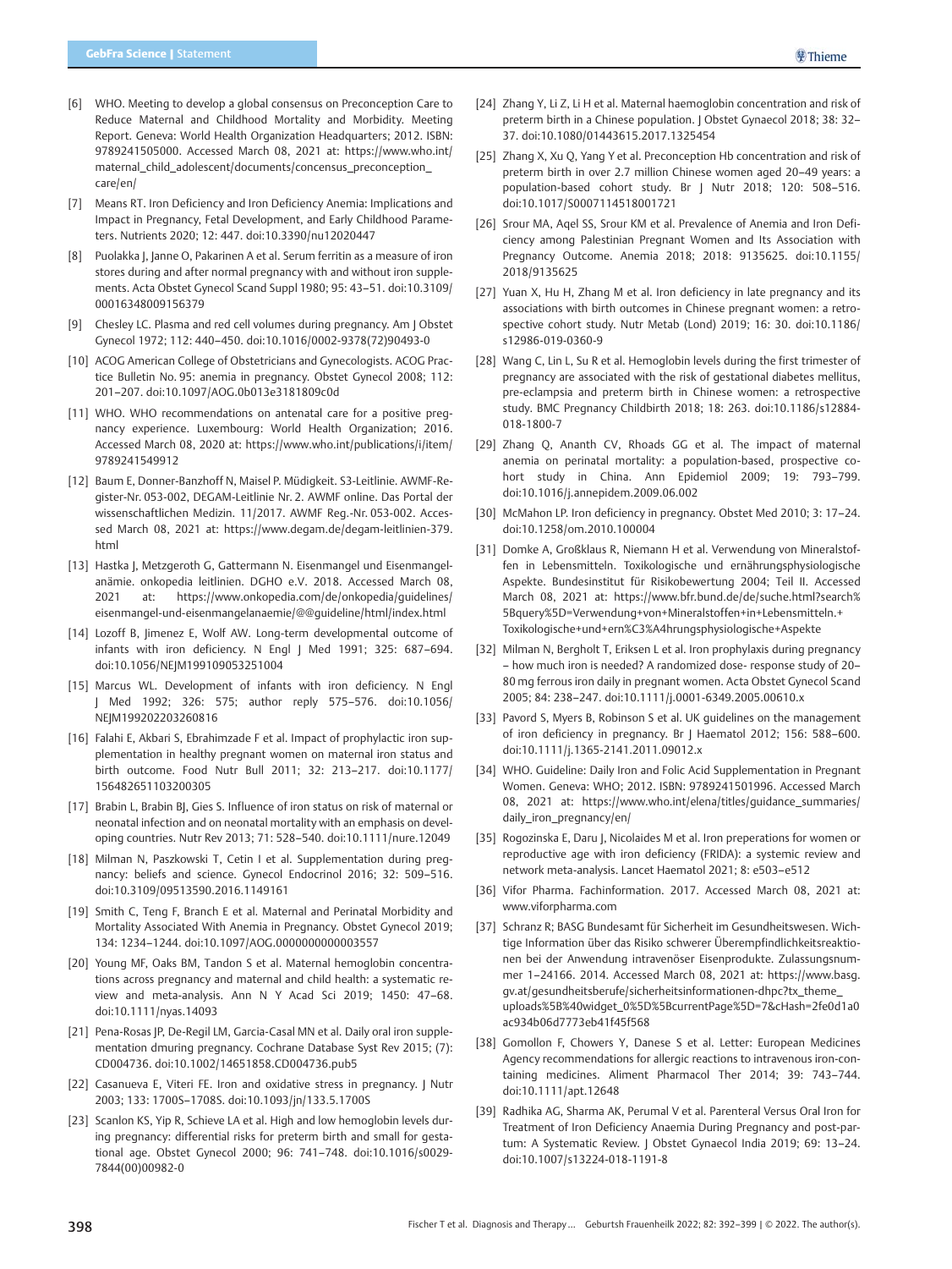[6] WHO. Meeting to develop a global consensus on Preconception Care to Reduce Maternal and Childhood Mortality and Morbidity. Meeting Report. Geneva: World Health Organization Headquarters; 2012. ISBN: 9789241505000. Accessed March 08, 2021 at: https://www.who.int/maternal_child_adolescent/documents/concensus_preconception_care/en/

[7] Means RT. Iron Deficiency and Iron Deficiency Anemia: Implications and Impact in Pregnancy, Fetal Development, and Early Childhood Parameters. Nutrients 2020; 12: 447. doi:10.3390/nu12020447

[8] Puolakka J, Janne O, Pakarinen A et al. Serum ferritin as a measure of iron stores during and after normal pregnancy with and without iron supplements. Acta Obstet Gynecol Scand Suppl 1980; 95: 43–51. doi:10.3109/00016348009156379

[9] Chesley LC. Plasma and red cell volumes during pregnancy. Am J Obstet Gynecol 1972; 112: 440–450. doi:10.1016/0002-9378(72)90493-0

[10] ACOG American College of Obstetricians and Gynecologists. ACOG Practice Bulletin No. 95: anemia in pregnancy. Obstet Gynecol 2008; 112: 201–207. doi:10.1097/AOG.0b013e3181809c0d

[11] WHO. WHO recommendations on antenatal care for a positive pregnancy experience. Luxembourg: World Health Organization; 2016. Accessed March 08, 2020 at: https://www.who.int/publications/i/item/9789241549912

[12] Baum E, Donner-Banzhoff N, Maisel P. Müdigkeit. S3-Leitlinie. AWMF-Register-Nr. 053-002, DEGAM-Leitlinie Nr. 2. AWMF online. Das Portal der wissenschaftlichen Medizin. 11/2017. AWMF Reg.-Nr. 053-002. Accessed March 08, 2021 at: https://www.degam.de/degam-leitlinien-379.html

[13] Hastka J, Metzgeroth G, Gattermann N. Eisenmangel und Eisenmangelanämie. onkopedia leitlinien. DGHO e.V. 2018. Accessed March 08, 2021 at: https://www.onkopedia.com/de/onkopedia/guidelines/eisenmangel-und-eisenmangelanaemie/@@guideline/html/index.html

[14] Lozoff B, Jimenez E, Wolf AW. Long-term developmental outcome of infants with iron deficiency. N Engl J Med 1991; 325: 687–694. doi:10.1056/NEJM199109053251004

[15] Marcus WL. Development of infants with iron deficiency. N Engl J Med 1992; 326: 575; author reply 575–576. doi:10.1056/NEJM199202203260816

[16] Falahi E, Akbari S, Ebrahimzade F et al. Impact of prophylactic iron supplementation in healthy pregnant women on maternal iron status and birth outcome. Food Nutr Bull 2011; 32: 213–217. doi:10.1177/156482651103200305

[17] Brabin L, Brabin BJ, Gies S. Influence of iron status on risk of maternal or neonatal infection and on neonatal mortality with an emphasis on developing countries. Nutr Rev 2013; 71: 528–540. doi:10.1111/nure.12049

[18] Milman N, Paszkowski T, Cetin I et al. Supplementation during pregnancy: beliefs and science. Gynecol Endocrinol 2016; 32: 509–516. doi:10.3109/09513590.2016.1149161

[19] Smith C, Teng F, Branch E et al. Maternal and Perinatal Morbidity and Mortality Associated With Anemia in Pregnancy. Obstet Gynecol 2019; 134: 1234–1244. doi:10.1097/AOG.0000000000003557

[20] Young MF, Oaks BM, Tandon S et al. Maternal hemoglobin concentrations across pregnancy and maternal and child health: a systematic review and meta-analysis. Ann N Y Acad Sci 2019; 1450: 47–68. doi:10.1111/nyas.14093

[21] Pena-Rosas JP, De-Regil LM, Garcia-Casal MN et al. Daily oral iron supplementation dmuring pregnancy. Cochrane Database Syst Rev 2015; (7): CD004736. doi:10.1002/14651858.CD004736.pub5

[22] Casanueva E, Viteri FE. Iron and oxidative stress in pregnancy. J Nutr 2003; 133: 1700S–1708S. doi:10.1093/jn/133.5.1700S

[23] Scanlon KS, Yip R, Schieve LA et al. High and low hemoglobin levels during pregnancy: differential risks for preterm birth and small for gestational age. Obstet Gynecol 2000; 96: 741–748. doi:10.1016/s0029-7844(00)00982-0

[24] Zhang Y, Li Z, Li H et al. Maternal haemoglobin concentration and risk of preterm birth in a Chinese population. J Obstet Gynaecol 2018; 38: 32–37. doi:10.1080/01443615.2017.1325454

[25] Zhang X, Xu Q, Yang Y et al. Preconception Hb concentration and risk of preterm birth in over 2.7 million Chinese women aged 20–49 years: a population-based cohort study. Br J Nutr 2018; 120: 508–516. doi:10.1017/S0007114518001721

[26] Srour MA, Aqel SS, Srour KM et al. Prevalence of Anemia and Iron Deficiency among Palestinian Pregnant Women and Its Association with Pregnancy Outcome. Anemia 2018; 2018: 9135625. doi:10.1155/2018/9135625

[27] Yuan X, Hu H, Zhang M et al. Iron deficiency in late pregnancy and its associations with birth outcomes in Chinese pregnant women: a retrospective cohort study. Nutr Metab (Lond) 2019; 16: 30. doi:10.1186/s12986-019-0360-9

[28] Wang C, Lin L, Su R et al. Hemoglobin levels during the first trimester of pregnancy are associated with the risk of gestational diabetes mellitus, pre-eclampsia and preterm birth in Chinese women: a retrospective study. BMC Pregnancy Childbirth 2018; 18: 263. doi:10.1186/s12884-018-1800-7

[29] Zhang Q, Ananth CV, Rhoads GG et al. The impact of maternal anemia on perinatal mortality: a population-based, prospective cohort study in China. Ann Epidemiol 2009; 19: 793–799. doi:10.1016/j.annepidem.2009.06.002

[30] McMahon LP. Iron deficiency in pregnancy. Obstet Med 2010; 3: 17–24. doi:10.1258/om.2010.100004

[31] Domke A, Großklaus R, Niemann H et al. Verwendung von Mineralstoffen in Lebensmitteln. Toxikologische und ernährungsphysiologische Aspekte. Bundesinstitut für Risikobewertung 2004; Teil II. Accessed March 08, 2021 at: https://www.bfr.bund.de/de/suche.html?search%5Bquery%5D=Verwendung+von+Mineralstoffen+in+Lebensmitteln.+Toxikologische+und+ern%C3%A4hrungsphysiologische+Aspekte

[32] Milman N, Bergholt T, Eriksen L et al. Iron prophylaxis during pregnancy – how much iron is needed? A randomized dose- response study of 20–80 mg ferrous iron daily in pregnant women. Acta Obstet Gynecol Scand 2005; 84: 238–247. doi:10.1111/j.0001-6349.2005.00610.x

[33] Pavord S, Myers B, Robinson S et al. UK guidelines on the management of iron deficiency in pregnancy. Br J Haematol 2012; 156: 588–600. doi:10.1111/j.1365-2141.2011.09012.x

[34] WHO. Guideline: Daily Iron and Folic Acid Supplementation in Pregnant Women. Geneva: WHO; 2012. ISBN: 9789241501996. Accessed March 08, 2021 at: https://www.who.int/elena/titles/guidance_summaries/daily_iron_pregnancy/en/

[35] Rogozinska E, Daru J, Nicolaides M et al. Iron preperations for women or reproductive age with iron deficiency (FRIDA): a systemic review and network meta-analysis. Lancet Haematol 2021; 8: e503–e512

[36] Vifor Pharma. Fachinformation. 2017. Accessed March 08, 2021 at: www.viforpharma.com

[37] Schranz R; BASG Bundesamt für Sicherheit im Gesundheitswesen. Wichtige Information über das Risiko schwerer Überempfindlichkeitsreaktionen bei der Anwendung intravenöser Eisenprodukte. Zulassungsnummer 1–24166. 2014. Accessed March 08, 2021 at: https://www.basg.gv.at/gesundheitsberufe/sicherheitsinformationen-dhpc?tx_theme_uploads%5B%40widget_0%5D%5BcurrentPage%5D=7&cHash=2fe0d1a0ac934b06d7773eb41f45f568

[38] Gomollon F, Chowers Y, Danese S et al. Letter: European Medicines Agency recommendations for allergic reactions to intravenous iron-containing medicines. Aliment Pharmacol Ther 2014; 39: 743–744. doi:10.1111/apt.12648

[39] Radhika AG, Sharma AK, Perumal V et al. Parenteral Versus Oral Iron for Treatment of Iron Deficiency Anaemia During Pregnancy and post-partum: A Systematic Review. J Obstet Gynaecol India 2019; 69: 13–24. doi:10.1007/s13224-018-1191-8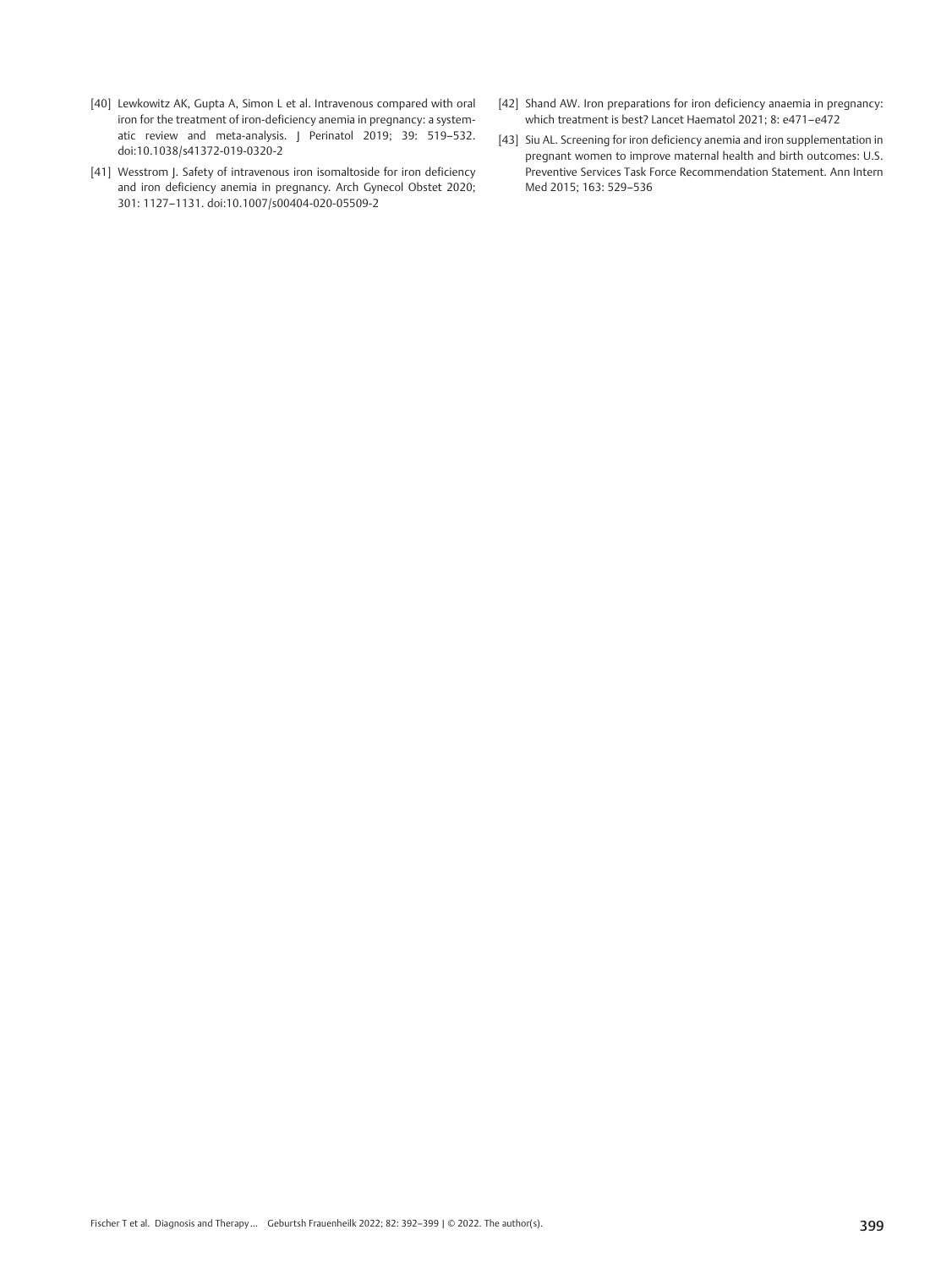[40] Lewkowitz AK, Gupta A, Simon L et al. Intravenous compared with oral iron for the treatment of iron-deficiency anemia in pregnancy: a systematic review and meta-analysis. J Perinatol 2019; 39: 519–532. doi:10.1038/s41372-019-0320-2

[41] Wesstrom J. Safety of intravenous iron isomaltoside for iron deficiency and iron deficiency anemia in pregnancy. Arch Gynecol Obstet 2020; 301: 1127–1131. doi:10.1007/s00404-020-05509-2

[42] Shand AW. Iron preparations for iron deficiency anaemia in pregnancy: which treatment is best? Lancet Haematol 2021; 8: e471–e472

[43] Siu AL. Screening for iron deficiency anemia and iron supplementation in pregnant women to improve maternal health and birth outcomes: U.S. Preventive Services Task Force Recommendation Statement. Ann Intern Med 2015; 163: 529–536